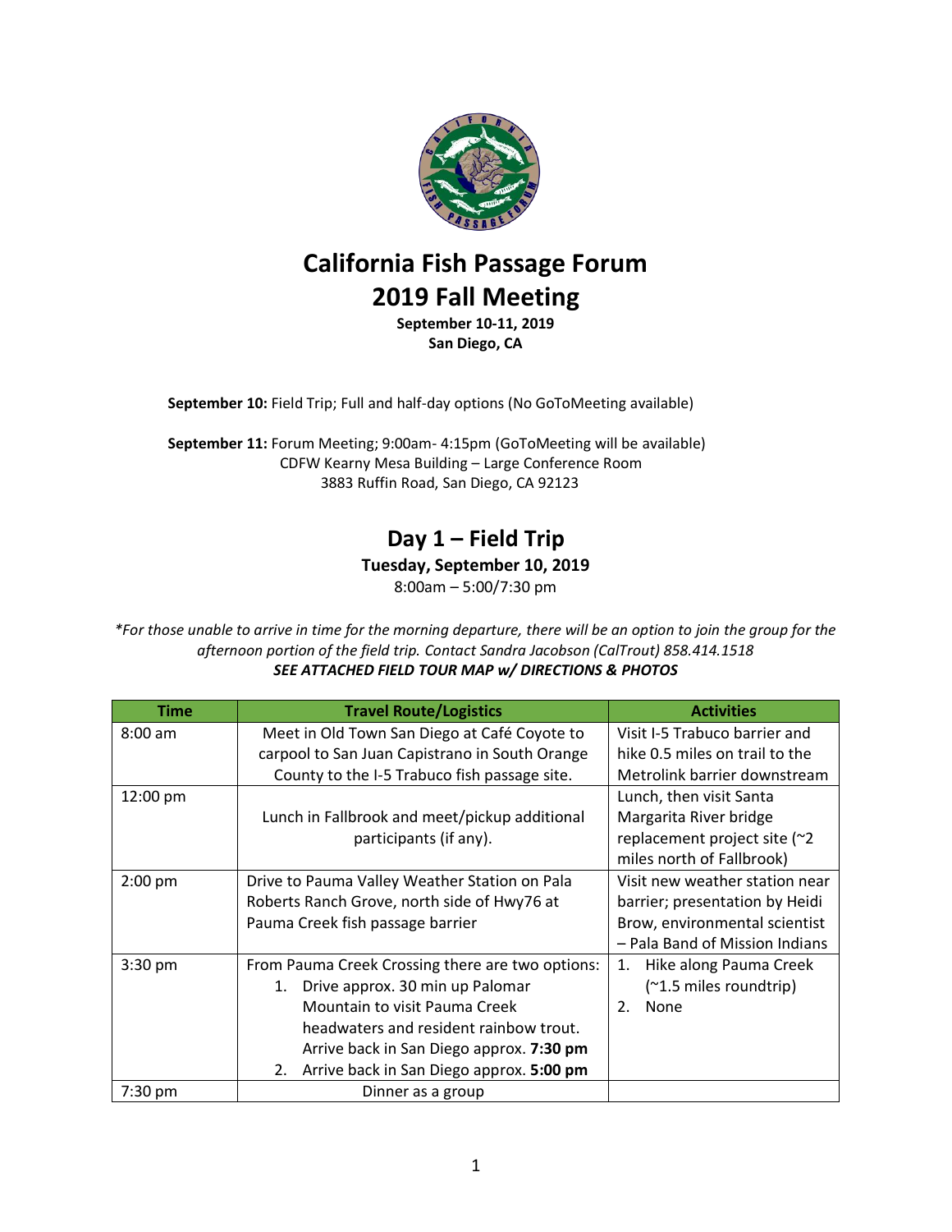# California Fish Passage Forum
# 2019 Fall Meeting

**September 10-11, 2019**
**San Diego, CA**

**September 10:** Field Trip; Full and half-day options (No GoToMeeting available)

**September 11:** Forum Meeting; 9:00am- 4:15pm (GoToMeeting will be available)
CDFW Kearny Mesa Building – Large Conference Room
3883 Ruffin Road, San Diego, CA 92123

## Day 1 – Field Trip

**Tuesday, September 10, 2019**
8:00am – 5:00/7:30 pm

*\*For those unable to arrive in time for the morning departure, there will be an option to join the group for the afternoon portion of the field trip. Contact Sandra Jacobson (CalTrout) 858.414.1518*
***SEE ATTACHED FIELD TOUR MAP w/ DIRECTIONS & PHOTOS***

| Time | Travel Route/Logistics | Activities |
|---|---|---|
| 8:00 am | Meet in Old Town San Diego at Café Coyote to carpool to San Juan Capistrano in South Orange County to the I-5 Trabuco fish passage site. | Visit I-5 Trabuco barrier and hike 0.5 miles on trail to the Metrolink barrier downstream |
| 12:00 pm | Lunch in Fallbrook and meet/pickup additional participants (if any). | Lunch, then visit Santa Margarita River bridge replacement project site (~2 miles north of Fallbrook) |
| 2:00 pm | Drive to Pauma Valley Weather Station on Pala Roberts Ranch Grove, north side of Hwy76 at Pauma Creek fish passage barrier | Visit new weather station near barrier; presentation by Heidi Brow, environmental scientist – Pala Band of Mission Indians |
| 3:30 pm | From Pauma Creek Crossing there are two options: 1. Drive approx. 30 min up Palomar Mountain to visit Pauma Creek headwaters and resident rainbow trout. Arrive back in San Diego approx. **7:30 pm** 2. Arrive back in San Diego approx. **5:00 pm** | 1. Hike along Pauma Creek (~1.5 miles roundtrip) 2. None |
| 7:30 pm | Dinner as a group | |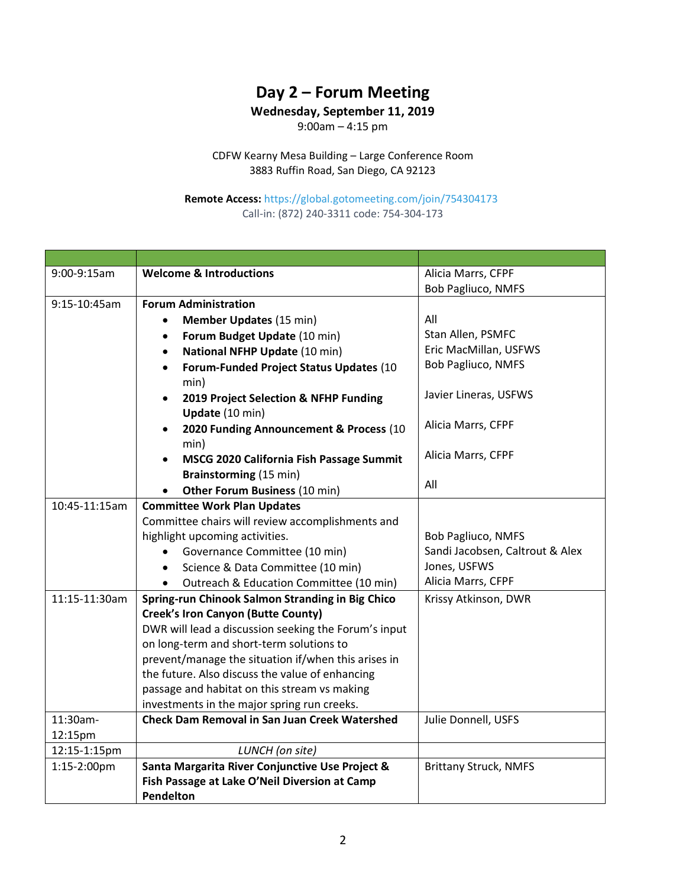# Day 2 – Forum Meeting

**Wednesday, September 11, 2019**

9:00am – 4:15 pm

CDFW Kearny Mesa Building – Large Conference Room
3883 Ruffin Road, San Diego, CA 92123

**Remote Access:** https://global.gotomeeting.com/join/754304173
Call-in: (872) 240-3311 code: 754-304-173

| | | |
|---|---|---|
| 9:00-9:15am | **Welcome & Introductions** | Alicia Marrs, CFPF<br>Bob Pagliuco, NMFS |
| 9:15-10:45am | **Forum Administration**<br>• **Member Updates** (15 min)<br>• **Forum Budget Update** (10 min)<br>• **National NFHP Update** (10 min)<br>• **Forum-Funded Project Status Updates** (10 min)<br>• **2019 Project Selection & NFHP Funding Update** (10 min)<br>• **2020 Funding Announcement & Process** (10 min)<br>• **MSCG 2020 California Fish Passage Summit Brainstorming** (15 min)<br>• **Other Forum Business** (10 min) | All<br>Stan Allen, PSMFC<br>Eric MacMillan, USFWS<br>Bob Pagliuco, NMFS<br>Javier Lineras, USFWS<br>Alicia Marrs, CFPF<br>Alicia Marrs, CFPF<br>All |
| 10:45-11:15am | **Committee Work Plan Updates**<br>Committee chairs will review accomplishments and highlight upcoming activities.<br>• Governance Committee (10 min)<br>• Science & Data Committee (10 min)<br>• Outreach & Education Committee (10 min) | Bob Pagliuco, NMFS<br>Sandi Jacobsen, Caltrout & Alex Jones, USFWS<br>Alicia Marrs, CFPF |
| 11:15-11:30am | **Spring-run Chinook Salmon Stranding in Big Chico Creek's Iron Canyon (Butte County)**<br>DWR will lead a discussion seeking the Forum's input on long-term and short-term solutions to prevent/manage the situation if/when this arises in the future. Also discuss the value of enhancing passage and habitat on this stream vs making investments in the major spring run creeks. | Krissy Atkinson, DWR |
| 11:30am-12:15pm | **Check Dam Removal in San Juan Creek Watershed** | Julie Donnell, USFS |
| 12:15-1:15pm | *LUNCH (on site)* | |
| 1:15-2:00pm | **Santa Margarita River Conjunctive Use Project & Fish Passage at Lake O'Neil Diversion at Camp Pendelton** | Brittany Struck, NMFS |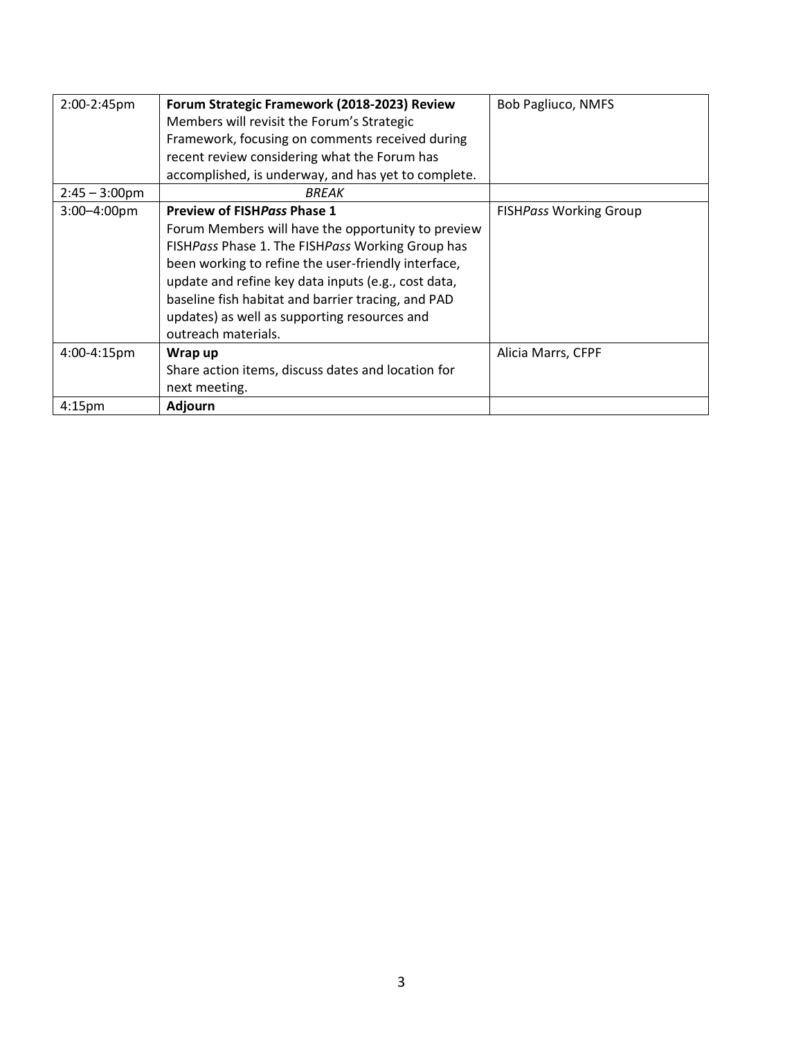| | | |
|---|---|---|
| 2:00-2:45pm | **Forum Strategic Framework (2018-2023) Review** Members will revisit the Forum's Strategic Framework, focusing on comments received during recent review considering what the Forum has accomplished, is underway, and has yet to complete. | Bob Pagliuco, NMFS |
| 2:45 – 3:00pm | *BREAK* | |
| 3:00–4:00pm | **Preview of FISH*Pass* Phase 1** Forum Members will have the opportunity to preview FISH*Pass* Phase 1. The FISH*Pass* Working Group has been working to refine the user-friendly interface, update and refine key data inputs (e.g., cost data, baseline fish habitat and barrier tracing, and PAD updates) as well as supporting resources and outreach materials. | FISH*Pass* Working Group |
| 4:00-4:15pm | **Wrap up** Share action items, discuss dates and location for next meeting. | Alicia Marrs, CFPF |
| 4:15pm | **Adjourn** | |